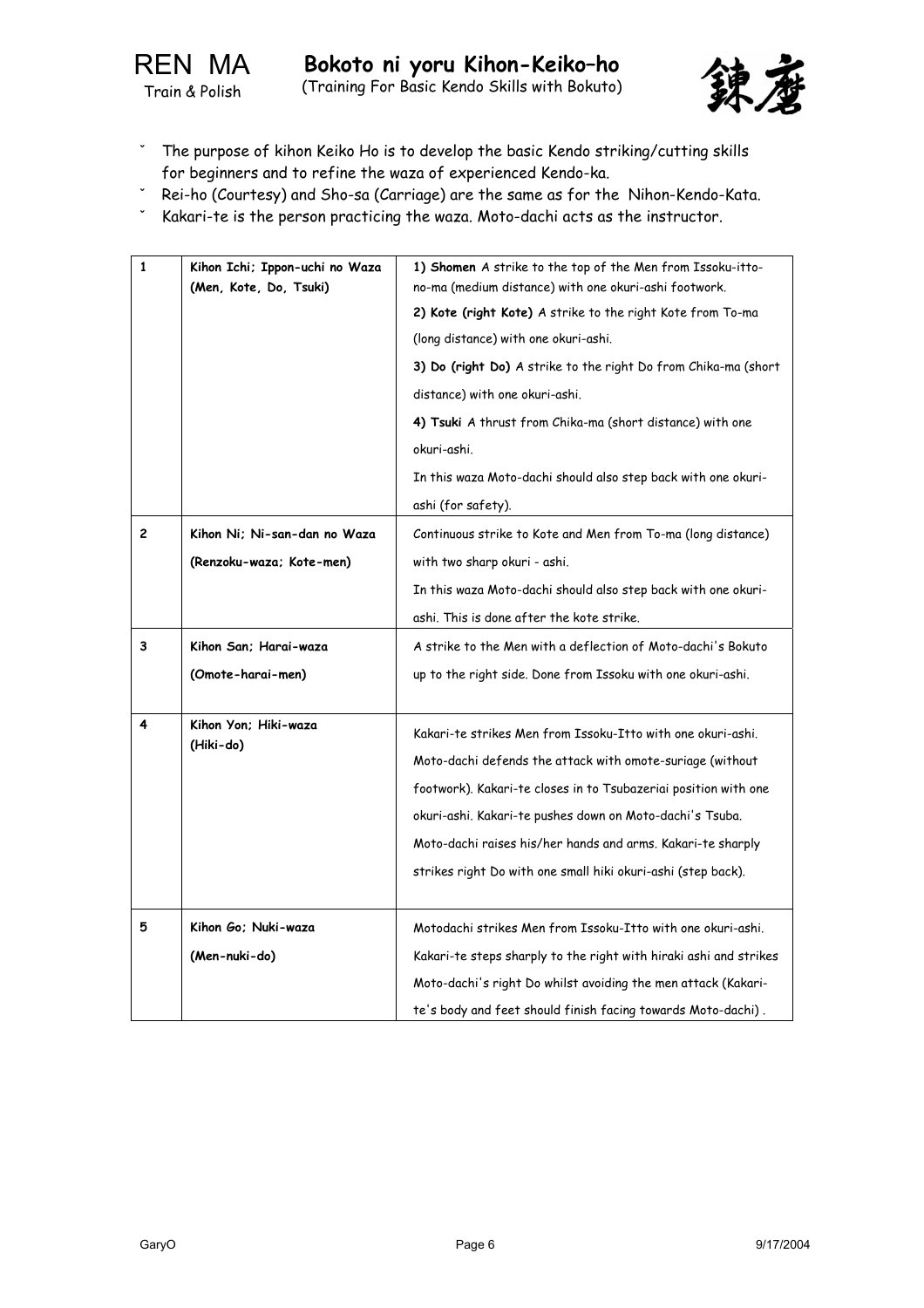# REN MA

Train & Polish

## Bokoto ni yoru Kihon-Keiko–ho

(Training For Basic Kendo Skills with Bokuto)

鍊磨

- The purpose of kihon Keiko Ho is to develop the basic Kendo striking/cutting skills for beginners and to refine the waza of experienced Kendo-ka.
- Rei-ho (Courtesy) and Sho-sa (Carriage) are the same as for the Nihon-Kendo-Kata.
- Kakari-te is the person practicing the waza. Moto-dachi acts as the instructor.

| | | |
|---|---|---|
| 1 | **Kihon Ichi; Ippon-uchi no Waza (Men, Kote, Do, Tsuki)** | **1) Shomen** A strike to the top of the Men from Issoku-itto-no-ma (medium distance) with one okuri-ashi footwork.<br>**2) Kote (right Kote)** A strike to the right Kote from To-ma (long distance) with one okuri-ashi.<br>**3) Do (right Do)** A strike to the right Do from Chika-ma (short distance) with one okuri-ashi.<br>**4) Tsuki** A thrust from Chika-ma (short distance) with one okuri-ashi.<br>In this waza Moto-dachi should also step back with one okuri-ashi (for safety). |
| 2 | **Kihon Ni; Ni-san-dan no Waza (Renzoku-waza; Kote-men)** | Continuous strike to Kote and Men from To-ma (long distance) with two sharp okuri - ashi.<br>In this waza Moto-dachi should also step back with one okuri-ashi. This is done after the kote strike. |
| 3 | **Kihon San; Harai-waza (Omote-harai-men)** | A strike to the Men with a deflection of Moto-dachi's Bokuto up to the right side. Done from Issoku with one okuri-ashi. |
| 4 | **Kihon Yon; Hiki-waza (Hiki-do)** | Kakari-te strikes Men from Issoku-Itto with one okuri-ashi. Moto-dachi defends the attack with omote-suriage (without footwork). Kakari-te closes in to Tsubazeriai position with one okuri-ashi. Kakari-te pushes down on Moto-dachi's Tsuba. Moto-dachi raises his/her hands and arms. Kakari-te sharply strikes right Do with one small hiki okuri-ashi (step back). |
| 5 | **Kihon Go; Nuki-waza (Men-nuki-do)** | Motodachi strikes Men from Issoku-Itto with one okuri-ashi. Kakari-te steps sharply to the right with hiraki ashi and strikes Moto-dachi's right Do whilst avoiding the men attack (Kakari-te's body and feet should finish facing towards Moto-dachi) . |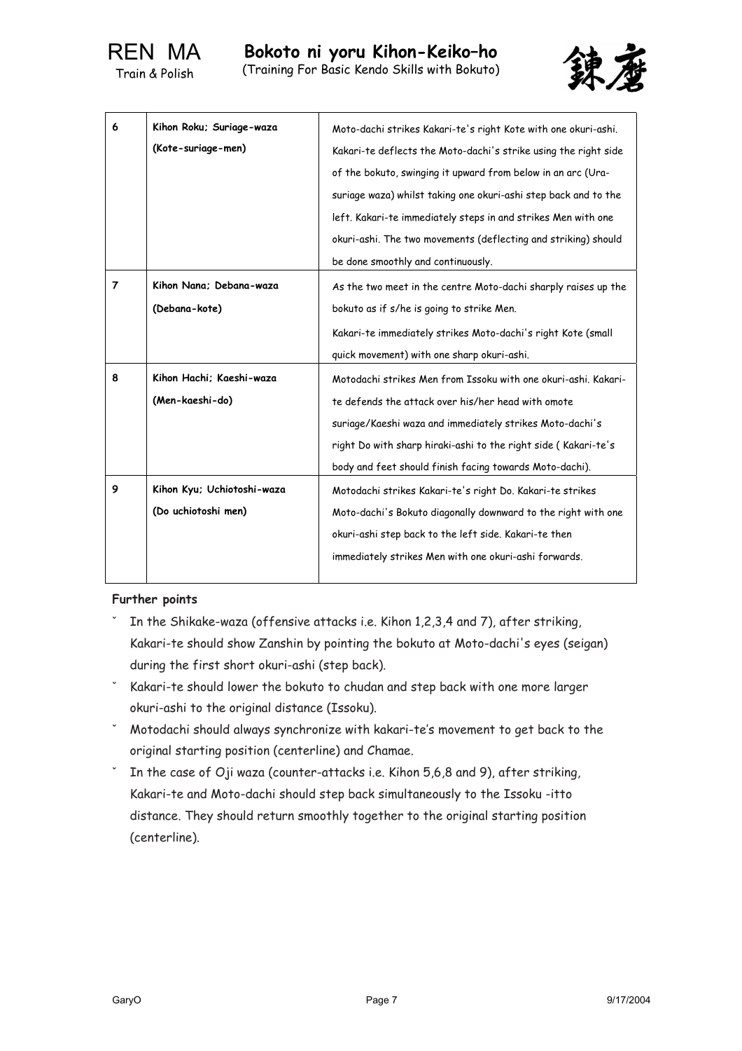| | | |
|---|---|---|
| 6 | **Kihon Roku; Suriage-waza (Kote-suriage-men)** | Moto-dachi strikes Kakari-te's right Kote with one okuri-ashi. Kakari-te deflects the Moto-dachi's strike using the right side of the bokuto, swinging it upward from below in an arc (Ura-suriage waza) whilst taking one okuri-ashi step back and to the left. Kakari-te immediately steps in and strikes Men with one okuri-ashi. The two movements (deflecting and striking) should be done smoothly and continuously. |
| 7 | **Kihon Nana; Debana-waza (Debana-kote)** | As the two meet in the centre Moto-dachi sharply raises up the bokuto as if s/he is going to strike Men. Kakari-te immediately strikes Moto-dachi's right Kote (small quick movement) with one sharp okuri-ashi. |
| 8 | **Kihon Hachi; Kaeshi-waza (Men-kaeshi-do)** | Motodachi strikes Men from Issoku with one okuri-ashi. Kakari-te defends the attack over his/her head with omote suriage/Kaeshi waza and immediately strikes Moto-dachi's right Do with sharp hiraki-ashi to the right side ( Kakari-te's body and feet should finish facing towards Moto-dachi). |
| 9 | **Kihon Kyu; Uchiotoshi-waza (Do uchiotoshi men)** | Motodachi strikes Kakari-te's right Do. Kakari-te strikes Moto-dachi's Bokuto diagonally downward to the right with one okuri-ashi step back to the left side. Kakari-te then immediately strikes Men with one okuri-ashi forwards. |

**Further points**

- In the Shikake-waza (offensive attacks i.e. Kihon 1,2,3,4 and 7), after striking, Kakari-te should show Zanshin by pointing the bokuto at Moto-dachi's eyes (seigan) during the first short okuri-ashi (step back).
- Kakari-te should lower the bokuto to chudan and step back with one more larger okuri-ashi to the original distance (Issoku).
- Motodachi should always synchronize with kakari-te's movement to get back to the original starting position (centerline) and Chamae.
- In the case of Oji waza (counter-attacks i.e. Kihon 5,6,8 and 9), after striking, Kakari-te and Moto-dachi should step back simultaneously to the Issoku -itto distance. They should return smoothly together to the original starting position (centerline).